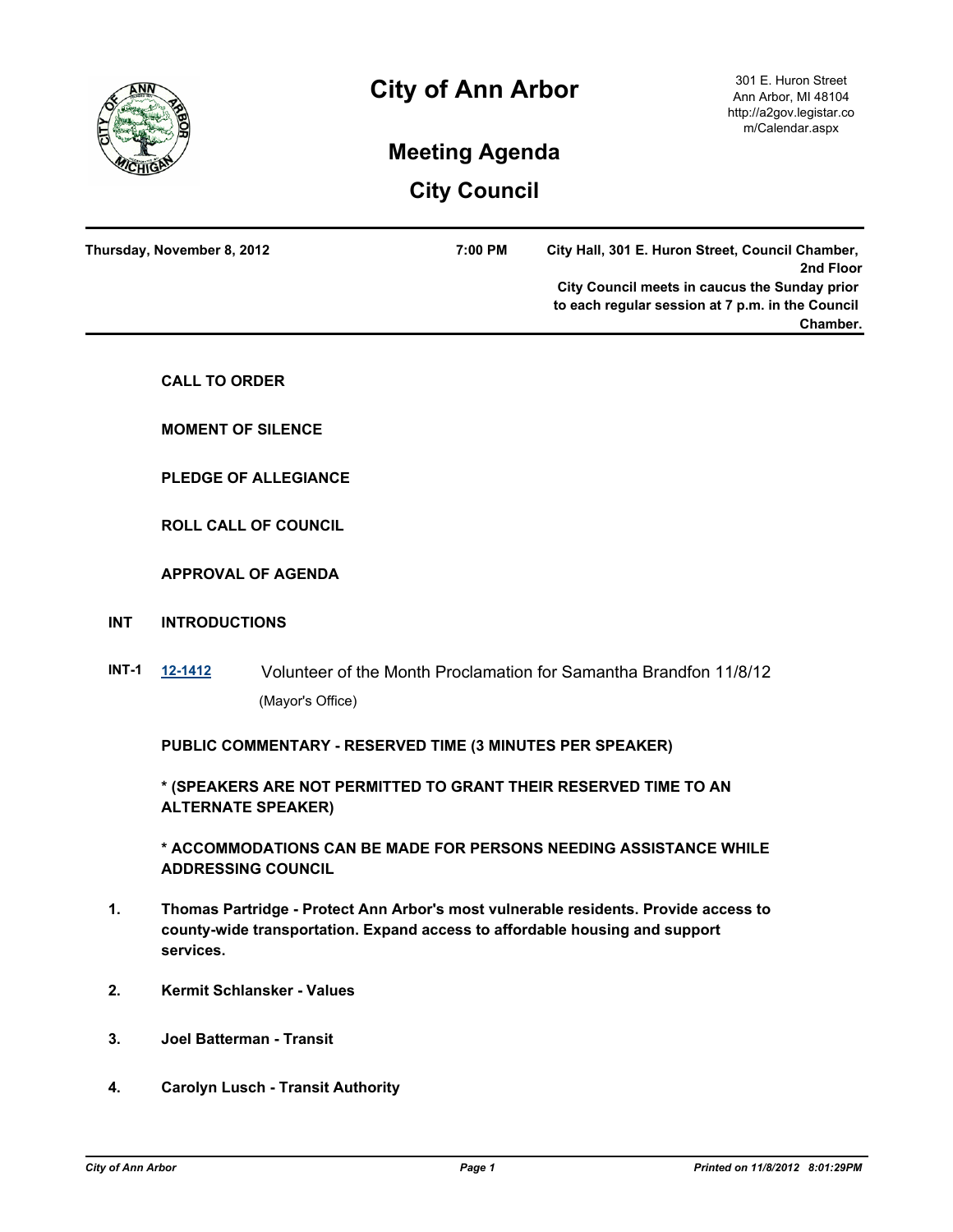# City of Ann Arbor

301 E. Huron Street
Ann Arbor, MI 48104
http://a2gov.legistar.com/Calendar.aspx

## Meeting Agenda

## City Council

**Thursday, November 8, 2012** **7:00 PM** **City Hall, 301 E. Huron Street, Council Chamber, 2nd Floor**

**City Council meets in caucus the Sunday prior to each regular session at 7 p.m. in the Council Chamber.**

**CALL TO ORDER**

**MOMENT OF SILENCE**

**PLEDGE OF ALLEGIANCE**

**ROLL CALL OF COUNCIL**

**APPROVAL OF AGENDA**

**INT INTRODUCTIONS**

**INT-1** **12-1412** Volunteer of the Month Proclamation for Samantha Brandfon 11/8/12

(Mayor's Office)

**PUBLIC COMMENTARY - RESERVED TIME (3 MINUTES PER SPEAKER)**

*** (SPEAKERS ARE NOT PERMITTED TO GRANT THEIR RESERVED TIME TO AN ALTERNATE SPEAKER)**

*** ACCOMMODATIONS CAN BE MADE FOR PERSONS NEEDING ASSISTANCE WHILE ADDRESSING COUNCIL**

1. **Thomas Partridge - Protect Ann Arbor's most vulnerable residents. Provide access to county-wide transportation. Expand access to affordable housing and support services.**

2. **Kermit Schlansker - Values**

3. **Joel Batterman - Transit**

4. **Carolyn Lusch - Transit Authority**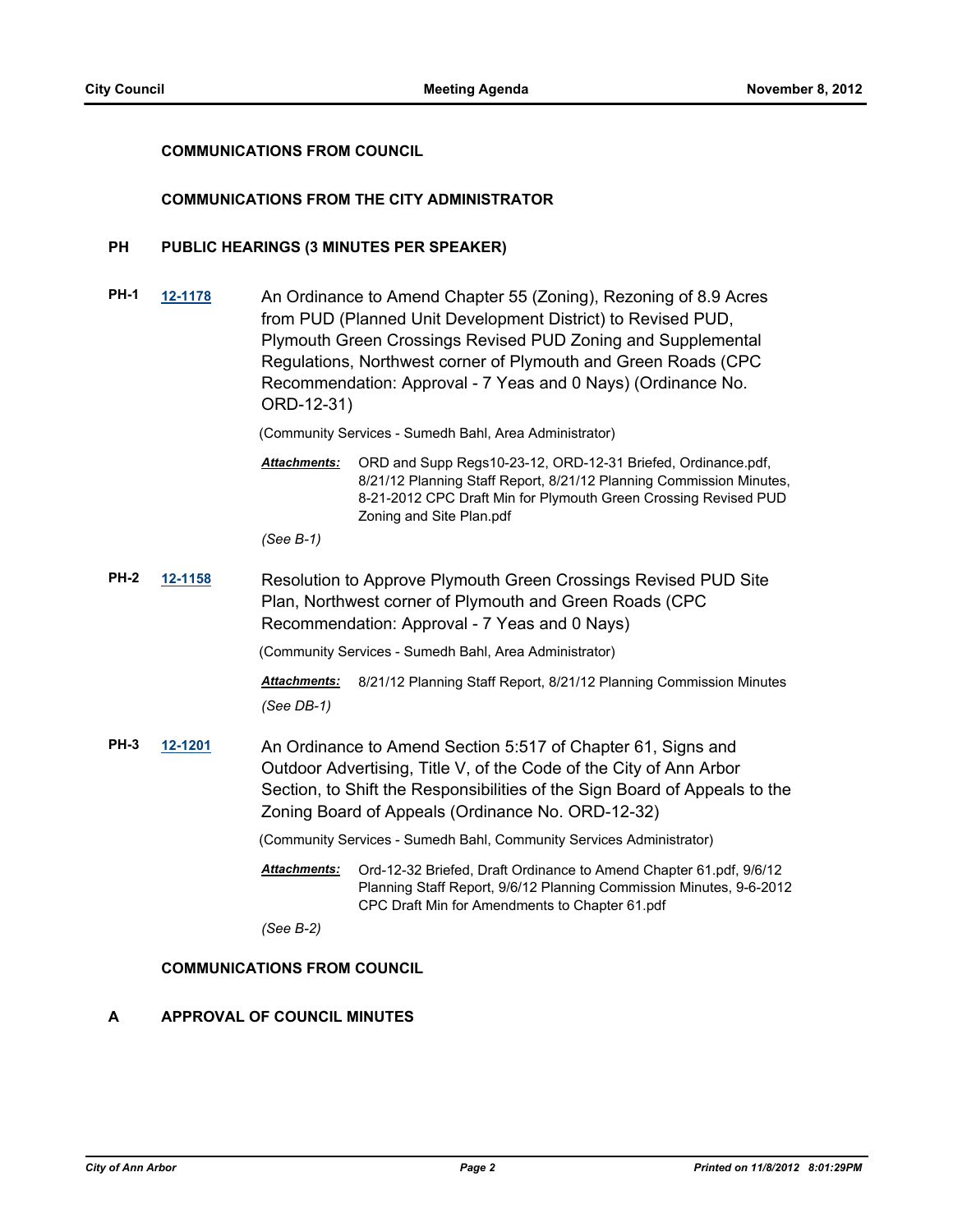**COMMUNICATIONS FROM COUNCIL**

**COMMUNICATIONS FROM THE CITY ADMINISTRATOR**

## PH PUBLIC HEARINGS (3 MINUTES PER SPEAKER)

**PH-1** [12-1178]

An Ordinance to Amend Chapter 55 (Zoning), Rezoning of 8.9 Acres from PUD (Planned Unit Development District) to Revised PUD, Plymouth Green Crossings Revised PUD Zoning and Supplemental Regulations, Northwest corner of Plymouth and Green Roads (CPC Recommendation: Approval - 7 Yeas and 0 Nays) (Ordinance No. ORD-12-31)

(Community Services - Sumedh Bahl, Area Administrator)

***Attachments:*** ORD and Supp Regs10-23-12, ORD-12-31 Briefed, Ordinance.pdf, 8/21/12 Planning Staff Report, 8/21/12 Planning Commission Minutes, 8-21-2012 CPC Draft Min for Plymouth Green Crossing Revised PUD Zoning and Site Plan.pdf

*(See B-1)*

**PH-2** [12-1158]

Resolution to Approve Plymouth Green Crossings Revised PUD Site Plan, Northwest corner of Plymouth and Green Roads (CPC Recommendation: Approval - 7 Yeas and 0 Nays)

(Community Services - Sumedh Bahl, Area Administrator)

***Attachments:*** 8/21/12 Planning Staff Report, 8/21/12 Planning Commission Minutes

*(See DB-1)*

**PH-3** [12-1201]

An Ordinance to Amend Section 5:517 of Chapter 61, Signs and Outdoor Advertising, Title V, of the Code of the City of Ann Arbor Section, to Shift the Responsibilities of the Sign Board of Appeals to the Zoning Board of Appeals (Ordinance No. ORD-12-32)

(Community Services - Sumedh Bahl, Community Services Administrator)

***Attachments:*** Ord-12-32 Briefed, Draft Ordinance to Amend Chapter 61.pdf, 9/6/12 Planning Staff Report, 9/6/12 Planning Commission Minutes, 9-6-2012 CPC Draft Min for Amendments to Chapter 61.pdf

*(See B-2)*

**COMMUNICATIONS FROM COUNCIL**

## A APPROVAL OF COUNCIL MINUTES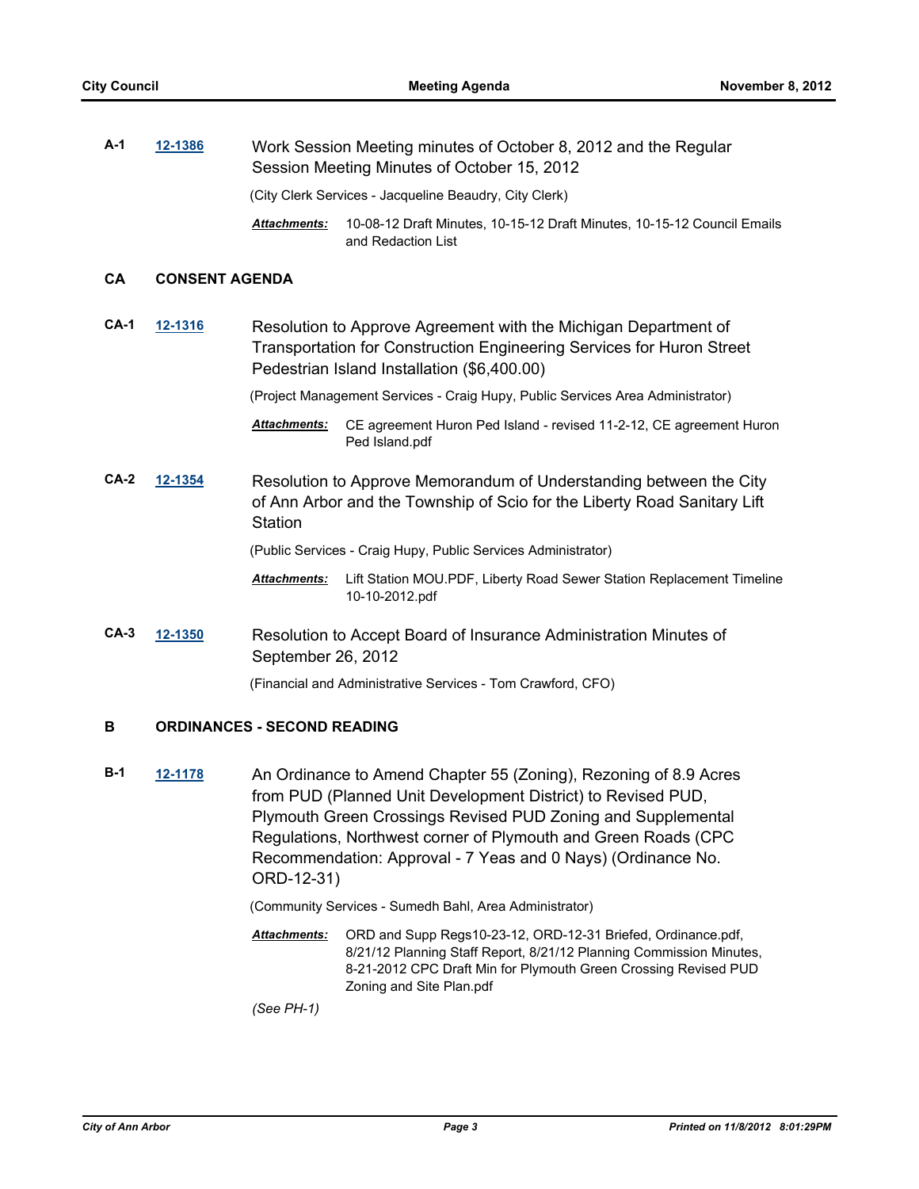**A-1** **12-1386** Work Session Meeting minutes of October 8, 2012 and the Regular Session Meeting Minutes of October 15, 2012

(City Clerk Services - Jacqueline Beaudry, City Clerk)

***Attachments:*** 10-08-12 Draft Minutes, 10-15-12 Draft Minutes, 10-15-12 Council Emails and Redaction List

## CA CONSENT AGENDA

**CA-1** **12-1316** Resolution to Approve Agreement with the Michigan Department of Transportation for Construction Engineering Services for Huron Street Pedestrian Island Installation ($6,400.00)

(Project Management Services - Craig Hupy, Public Services Area Administrator)

***Attachments:*** CE agreement Huron Ped Island - revised 11-2-12, CE agreement Huron Ped Island.pdf

**CA-2** **12-1354** Resolution to Approve Memorandum of Understanding between the City of Ann Arbor and the Township of Scio for the Liberty Road Sanitary Lift Station

(Public Services - Craig Hupy, Public Services Administrator)

***Attachments:*** Lift Station MOU.PDF, Liberty Road Sewer Station Replacement Timeline 10-10-2012.pdf

**CA-3** **12-1350** Resolution to Accept Board of Insurance Administration Minutes of September 26, 2012

(Financial and Administrative Services - Tom Crawford, CFO)

## B ORDINANCES - SECOND READING

**B-1** **12-1178** An Ordinance to Amend Chapter 55 (Zoning), Rezoning of 8.9 Acres from PUD (Planned Unit Development District) to Revised PUD, Plymouth Green Crossings Revised PUD Zoning and Supplemental Regulations, Northwest corner of Plymouth and Green Roads (CPC Recommendation: Approval - 7 Yeas and 0 Nays) (Ordinance No. ORD-12-31)

(Community Services - Sumedh Bahl, Area Administrator)

***Attachments:*** ORD and Supp Regs10-23-12, ORD-12-31 Briefed, Ordinance.pdf, 8/21/12 Planning Staff Report, 8/21/12 Planning Commission Minutes, 8-21-2012 CPC Draft Min for Plymouth Green Crossing Revised PUD Zoning and Site Plan.pdf

*(See PH-1)*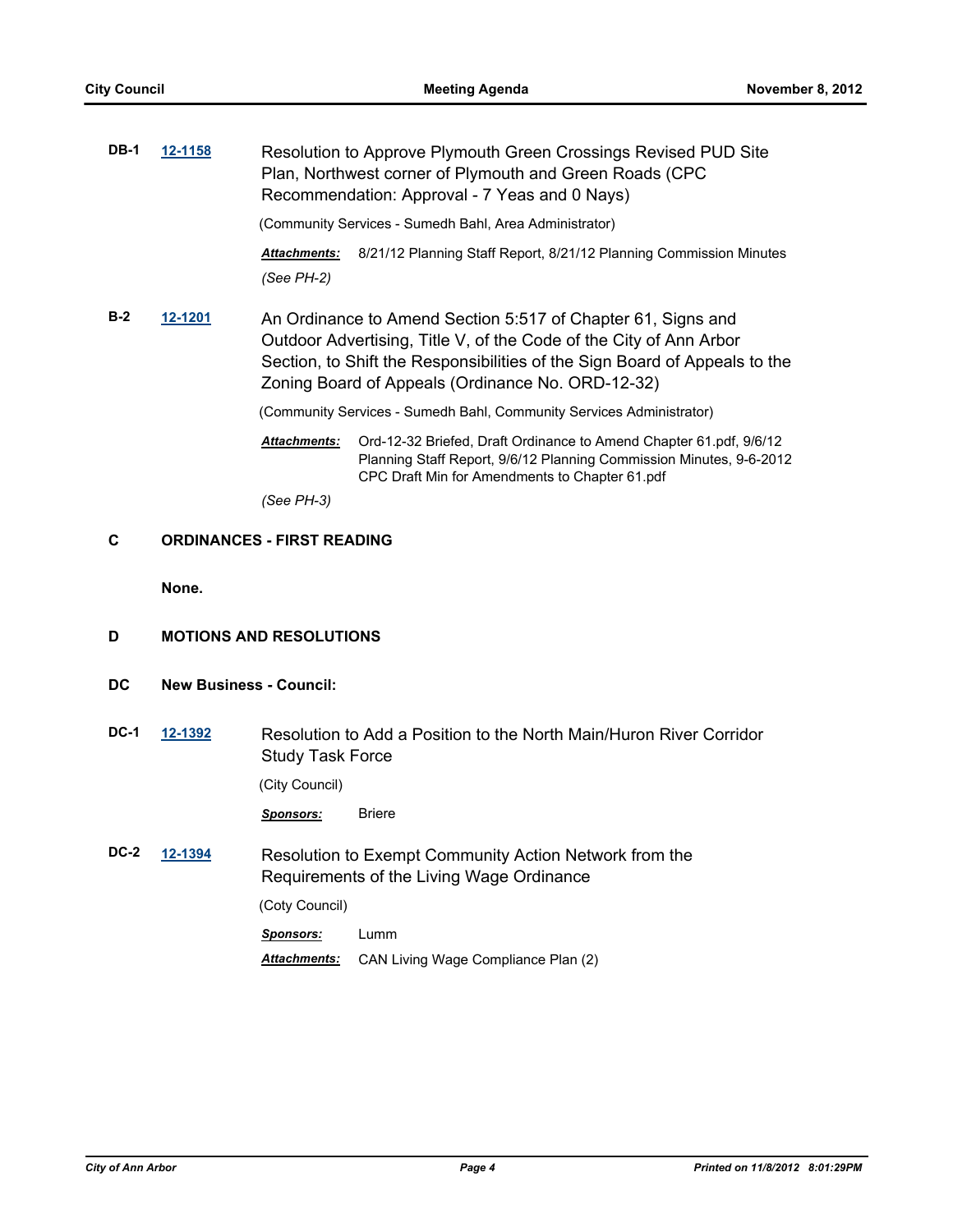**DB-1** **12-1158** Resolution to Approve Plymouth Green Crossings Revised PUD Site Plan, Northwest corner of Plymouth and Green Roads (CPC Recommendation: Approval - 7 Yeas and 0 Nays)

(Community Services - Sumedh Bahl, Area Administrator)

***Attachments:*** 8/21/12 Planning Staff Report, 8/21/12 Planning Commission Minutes

*(See PH-2)*

**B-2** **12-1201** An Ordinance to Amend Section 5:517 of Chapter 61, Signs and Outdoor Advertising, Title V, of the Code of the City of Ann Arbor Section, to Shift the Responsibilities of the Sign Board of Appeals to the Zoning Board of Appeals (Ordinance No. ORD-12-32)

(Community Services - Sumedh Bahl, Community Services Administrator)

***Attachments:*** Ord-12-32 Briefed, Draft Ordinance to Amend Chapter 61.pdf, 9/6/12 Planning Staff Report, 9/6/12 Planning Commission Minutes, 9-6-2012 CPC Draft Min for Amendments to Chapter 61.pdf

*(See PH-3)*

## C ORDINANCES - FIRST READING

**None.**

## D MOTIONS AND RESOLUTIONS

## DC New Business - Council:

**DC-1** **12-1392** Resolution to Add a Position to the North Main/Huron River Corridor Study Task Force

(City Council)

***Sponsors:*** Briere

**DC-2** **12-1394** Resolution to Exempt Community Action Network from the Requirements of the Living Wage Ordinance

(Coty Council)

***Sponsors:*** Lumm

***Attachments:*** CAN Living Wage Compliance Plan (2)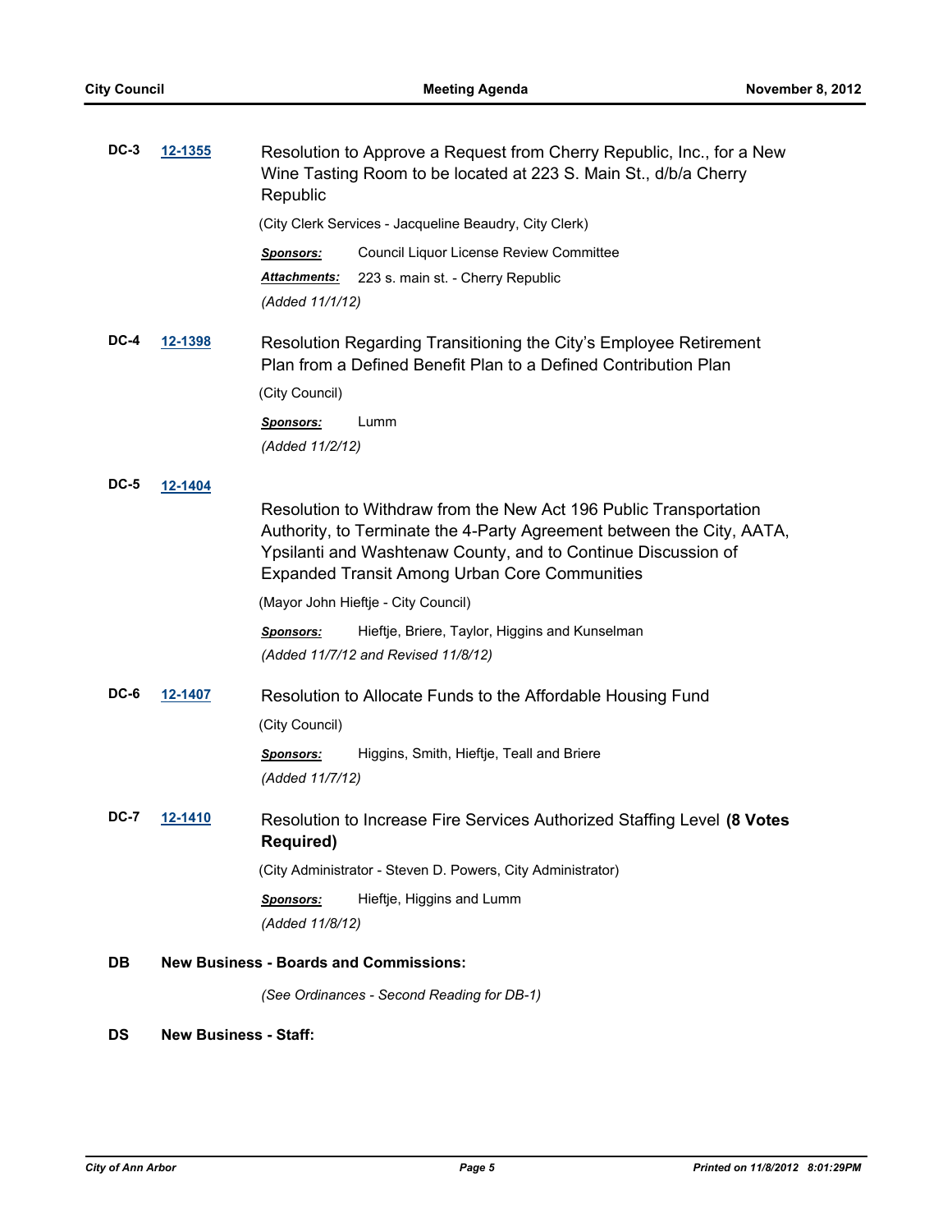**DC-3** **12-1355**

Resolution to Approve a Request from Cherry Republic, Inc., for a New Wine Tasting Room to be located at 223 S. Main St., d/b/a Cherry Republic

(City Clerk Services - Jacqueline Beaudry, City Clerk)

***Sponsors:*** Council Liquor License Review Committee

***Attachments:*** 223 s. main st. - Cherry Republic

*(Added 11/1/12)*

**DC-4** **12-1398**

Resolution Regarding Transitioning the City's Employee Retirement Plan from a Defined Benefit Plan to a Defined Contribution Plan

(City Council)

***Sponsors:*** Lumm

*(Added 11/2/12)*

**DC-5** **12-1404**

Resolution to Withdraw from the New Act 196 Public Transportation Authority, to Terminate the 4-Party Agreement between the City, AATA, Ypsilanti and Washtenaw County, and to Continue Discussion of Expanded Transit Among Urban Core Communities

(Mayor John Hieftje - City Council)

***Sponsors:*** Hieftje, Briere, Taylor, Higgins and Kunselman

*(Added 11/7/12 and Revised 11/8/12)*

**DC-6** **12-1407**

Resolution to Allocate Funds to the Affordable Housing Fund

(City Council)

***Sponsors:*** Higgins, Smith, Hieftje, Teall and Briere

*(Added 11/7/12)*

**DC-7** **12-1410**

Resolution to Increase Fire Services Authorized Staffing Level **(8 Votes Required)**

(City Administrator - Steven D. Powers, City Administrator)

***Sponsors:*** Hieftje, Higgins and Lumm

*(Added 11/8/12)*

**DB** **New Business - Boards and Commissions:**

*(See Ordinances - Second Reading for DB-1)*

**DS** **New Business - Staff:**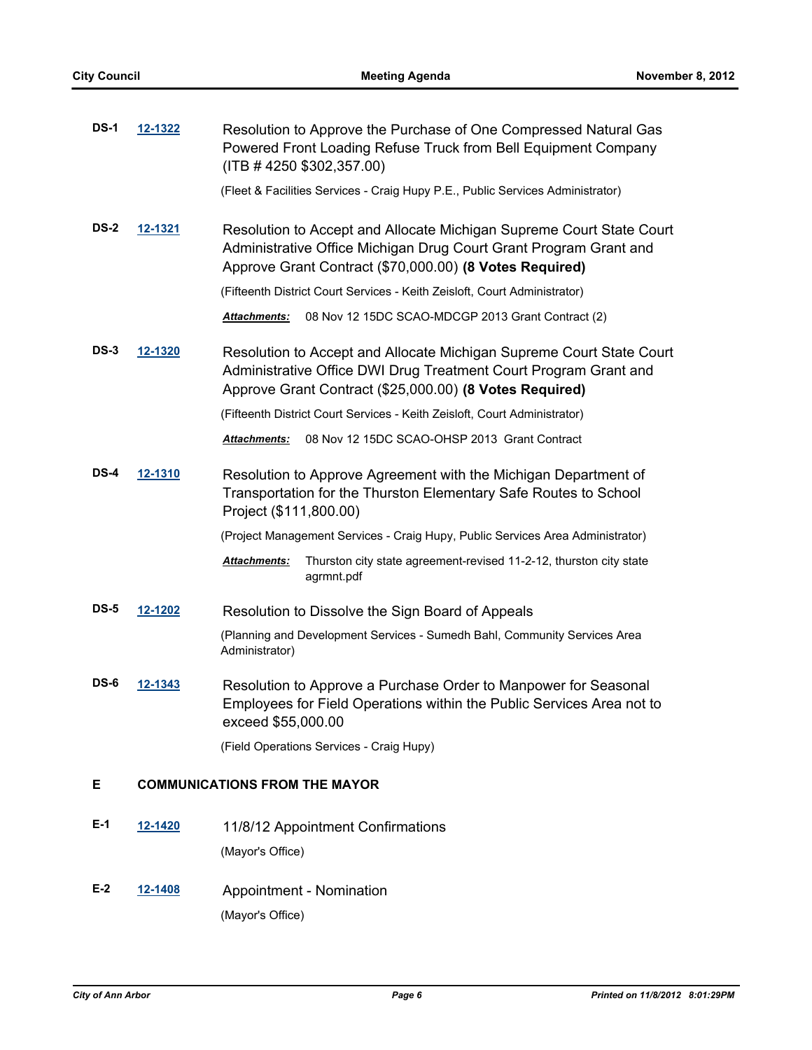**DS-1** **12-1322** Resolution to Approve the Purchase of One Compressed Natural Gas Powered Front Loading Refuse Truck from Bell Equipment Company (ITB # 4250 $302,357.00)

(Fleet & Facilities Services - Craig Hupy P.E., Public Services Administrator)

**DS-2** **12-1321** Resolution to Accept and Allocate Michigan Supreme Court State Court Administrative Office Michigan Drug Court Grant Program Grant and Approve Grant Contract ($70,000.00) **(8 Votes Required)**

(Fifteenth District Court Services - Keith Zeisloft, Court Administrator)

***Attachments:*** 08 Nov 12 15DC SCAO-MDCGP 2013 Grant Contract (2)

**DS-3** **12-1320** Resolution to Accept and Allocate Michigan Supreme Court State Court Administrative Office DWI Drug Treatment Court Program Grant and Approve Grant Contract ($25,000.00) **(8 Votes Required)**

(Fifteenth District Court Services - Keith Zeisloft, Court Administrator)

***Attachments:*** 08 Nov 12 15DC SCAO-OHSP 2013 Grant Contract

**DS-4** **12-1310** Resolution to Approve Agreement with the Michigan Department of Transportation for the Thurston Elementary Safe Routes to School Project ($111,800.00)

(Project Management Services - Craig Hupy, Public Services Area Administrator)

***Attachments:*** Thurston city state agreement-revised 11-2-12, thurston city state agrmnt.pdf

**DS-5** **12-1202** Resolution to Dissolve the Sign Board of Appeals

(Planning and Development Services - Sumedh Bahl, Community Services Area Administrator)

**DS-6** **12-1343** Resolution to Approve a Purchase Order to Manpower for Seasonal Employees for Field Operations within the Public Services Area not to exceed $55,000.00

(Field Operations Services - Craig Hupy)

## E COMMUNICATIONS FROM THE MAYOR

**E-1** **12-1420** 11/8/12 Appointment Confirmations

(Mayor's Office)

**E-2** **12-1408** Appointment - Nomination

(Mayor's Office)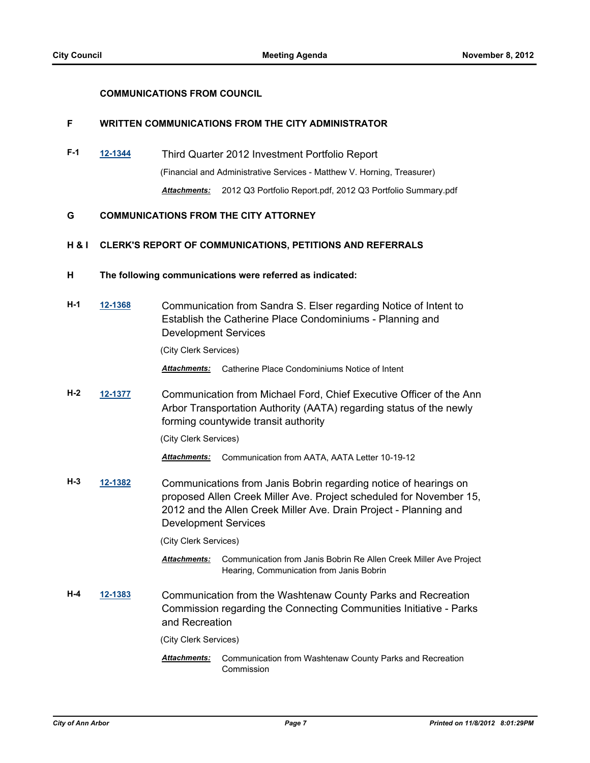**COMMUNICATIONS FROM COUNCIL**

## F WRITTEN COMMUNICATIONS FROM THE CITY ADMINISTRATOR

**F-1** **12-1344** Third Quarter 2012 Investment Portfolio Report

(Financial and Administrative Services - Matthew V. Horning, Treasurer)

***Attachments:*** 2012 Q3 Portfolio Report.pdf, 2012 Q3 Portfolio Summary.pdf

## G COMMUNICATIONS FROM THE CITY ATTORNEY

## H & I CLERK'S REPORT OF COMMUNICATIONS, PETITIONS AND REFERRALS

## H The following communications were referred as indicated:

**H-1** **12-1368** Communication from Sandra S. Elser regarding Notice of Intent to Establish the Catherine Place Condominiums - Planning and Development Services

(City Clerk Services)

***Attachments:*** Catherine Place Condominiums Notice of Intent

**H-2** **12-1377** Communication from Michael Ford, Chief Executive Officer of the Ann Arbor Transportation Authority (AATA) regarding status of the newly forming countywide transit authority

(City Clerk Services)

***Attachments:*** Communication from AATA, AATA Letter 10-19-12

**H-3** **12-1382** Communications from Janis Bobrin regarding notice of hearings on proposed Allen Creek Miller Ave. Project scheduled for November 15, 2012 and the Allen Creek Miller Ave. Drain Project - Planning and Development Services

(City Clerk Services)

***Attachments:*** Communication from Janis Bobrin Re Allen Creek Miller Ave Project Hearing, Communication from Janis Bobrin

**H-4** **12-1383** Communication from the Washtenaw County Parks and Recreation Commission regarding the Connecting Communities Initiative - Parks and Recreation

(City Clerk Services)

***Attachments:*** Communication from Washtenaw County Parks and Recreation Commission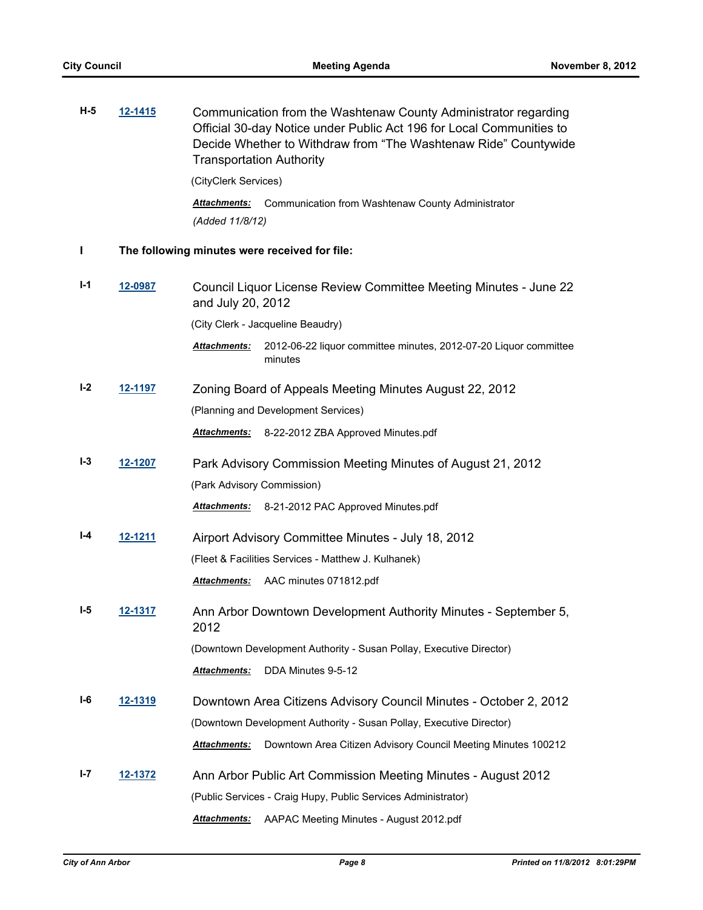**H-5** **12-1415** Communication from the Washtenaw County Administrator regarding Official 30-day Notice under Public Act 196 for Local Communities to Decide Whether to Withdraw from "The Washtenaw Ride" Countywide Transportation Authority

(CityClerk Services)

***Attachments:*** Communication from Washtenaw County Administrator

*(Added 11/8/12)*

## I The following minutes were received for file:

**I-1** **12-0987** Council Liquor License Review Committee Meeting Minutes - June 22 and July 20, 2012

(City Clerk - Jacqueline Beaudry)

***Attachments:*** 2012-06-22 liquor committee minutes, 2012-07-20 Liquor committee minutes

**I-2** **12-1197** Zoning Board of Appeals Meeting Minutes August 22, 2012

(Planning and Development Services)

***Attachments:*** 8-22-2012 ZBA Approved Minutes.pdf

**I-3** **12-1207** Park Advisory Commission Meeting Minutes of August 21, 2012

(Park Advisory Commission)

***Attachments:*** 8-21-2012 PAC Approved Minutes.pdf

**I-4** **12-1211** Airport Advisory Committee Minutes - July 18, 2012

(Fleet & Facilities Services - Matthew J. Kulhanek)

***Attachments:*** AAC minutes 071812.pdf

**I-5** **12-1317** Ann Arbor Downtown Development Authority Minutes - September 5, 2012

(Downtown Development Authority - Susan Pollay, Executive Director)

***Attachments:*** DDA Minutes 9-5-12

**I-6** **12-1319** Downtown Area Citizens Advisory Council Minutes - October 2, 2012

(Downtown Development Authority - Susan Pollay, Executive Director)

***Attachments:*** Downtown Area Citizen Advisory Council Meeting Minutes 100212

**I-7** **12-1372** Ann Arbor Public Art Commission Meeting Minutes - August 2012

(Public Services - Craig Hupy, Public Services Administrator)

***Attachments:*** AAPAC Meeting Minutes - August 2012.pdf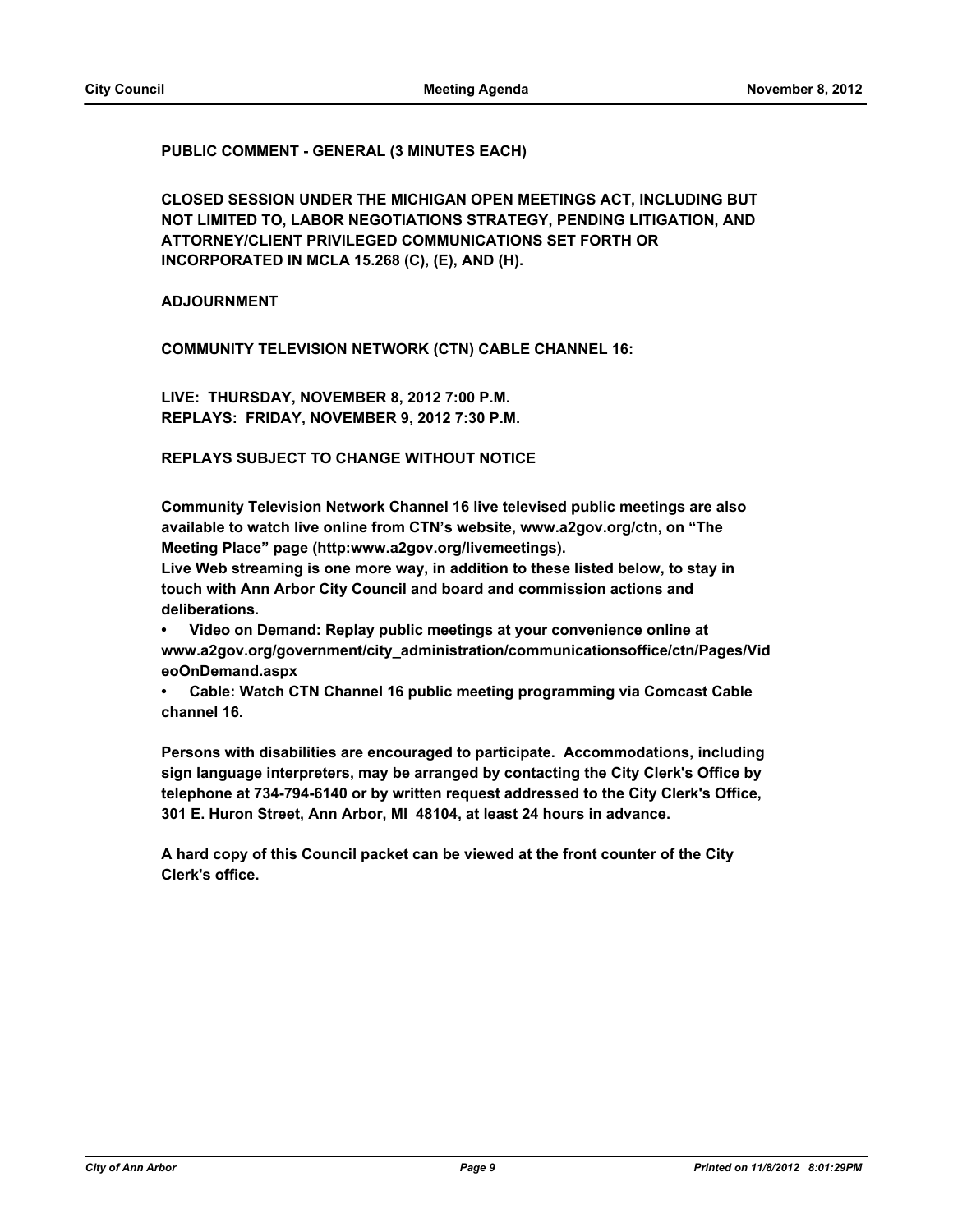**PUBLIC COMMENT - GENERAL (3 MINUTES EACH)**

**CLOSED SESSION UNDER THE MICHIGAN OPEN MEETINGS ACT, INCLUDING BUT NOT LIMITED TO, LABOR NEGOTIATIONS STRATEGY, PENDING LITIGATION, AND ATTORNEY/CLIENT PRIVILEGED COMMUNICATIONS SET FORTH OR INCORPORATED IN MCLA 15.268 (C), (E), AND (H).**

**ADJOURNMENT**

**COMMUNITY TELEVISION NETWORK (CTN) CABLE CHANNEL 16:**

**LIVE: THURSDAY, NOVEMBER 8, 2012 7:00 P.M.**
**REPLAYS: FRIDAY, NOVEMBER 9, 2012 7:30 P.M.**

**REPLAYS SUBJECT TO CHANGE WITHOUT NOTICE**

**Community Television Network Channel 16 live televised public meetings are also available to watch live online from CTN's website, www.a2gov.org/ctn, on "The Meeting Place" page (http:www.a2gov.org/livemeetings).**
**Live Web streaming is one more way, in addition to these listed below, to stay in touch with Ann Arbor City Council and board and commission actions and deliberations.**

- **Video on Demand: Replay public meetings at your convenience online at www.a2gov.org/government/city_administration/communicationsoffice/ctn/Pages/VideoOnDemand.aspx**
- **Cable: Watch CTN Channel 16 public meeting programming via Comcast Cable channel 16.**

**Persons with disabilities are encouraged to participate. Accommodations, including sign language interpreters, may be arranged by contacting the City Clerk's Office by telephone at 734-794-6140 or by written request addressed to the City Clerk's Office, 301 E. Huron Street, Ann Arbor, MI 48104, at least 24 hours in advance.**

**A hard copy of this Council packet can be viewed at the front counter of the City Clerk's office.**